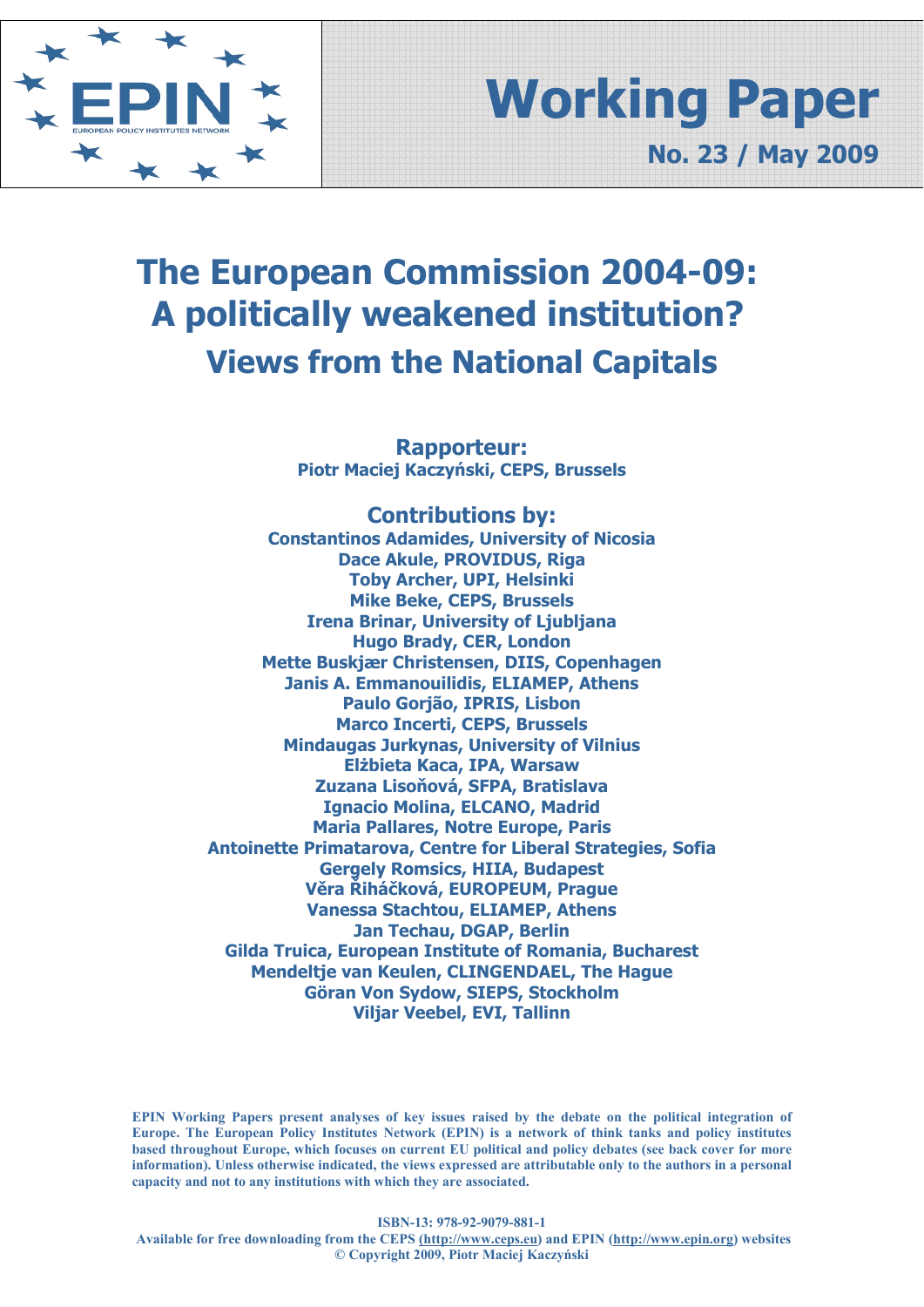EPIN

EUROPEAN POLICY INSTITUTES NETWORK

# Working Paper

**No. 23 / May 2009**

# The European Commission 2004-09: A politically weakened institution?

## Views from the National Capitals

**Rapporteur:**
**Piotr Maciej Kaczyński, CEPS, Brussels**

**Contributions by:**
**Constantinos Adamides, University of Nicosia**
**Dace Akule, PROVIDUS, Riga**
**Toby Archer, UPI, Helsinki**
**Mike Beke, CEPS, Brussels**
**Irena Brinar, University of Ljubljana**
**Hugo Brady, CER, London**
**Mette Buskjær Christensen, DIIS, Copenhagen**
**Janis A. Emmanouilidis, ELIAMEP, Athens**
**Paulo Gorjão, IPRIS, Lisbon**
**Marco Incerti, CEPS, Brussels**
**Mindaugas Jurkynas, University of Vilnius**
**Elżbieta Kaca, IPA, Warsaw**
**Zuzana Lisoňová, SFPA, Bratislava**
**Ignacio Molina, ELCANO, Madrid**
**Maria Pallares, Notre Europe, Paris**
**Antoinette Primatarova, Centre for Liberal Strategies, Sofia**
**Gergely Romsics, HIIA, Budapest**
**Věra Řiháčková, EUROPEUM, Prague**
**Vanessa Stachtou, ELIAMEP, Athens**
**Jan Techau, DGAP, Berlin**
**Gilda Truica, European Institute of Romania, Bucharest**
**Mendeltje van Keulen, CLINGENDAEL, The Hague**
**Göran Von Sydow, SIEPS, Stockholm**
**Viljar Veebel, EVI, Tallinn**

**EPIN Working Papers present analyses of key issues raised by the debate on the political integration of Europe. The European Policy Institutes Network (EPIN) is a network of think tanks and policy institutes based throughout Europe, which focuses on current EU political and policy debates (see back cover for more information). Unless otherwise indicated, the views expressed are attributable only to the authors in a personal capacity and not to any institutions with which they are associated.**

**ISBN-13: 978-92-9079-881-1**
**Available for free downloading from the CEPS (http://www.ceps.eu) and EPIN (http://www.epin.org) websites**
**© Copyright 2009, Piotr Maciej Kaczyński**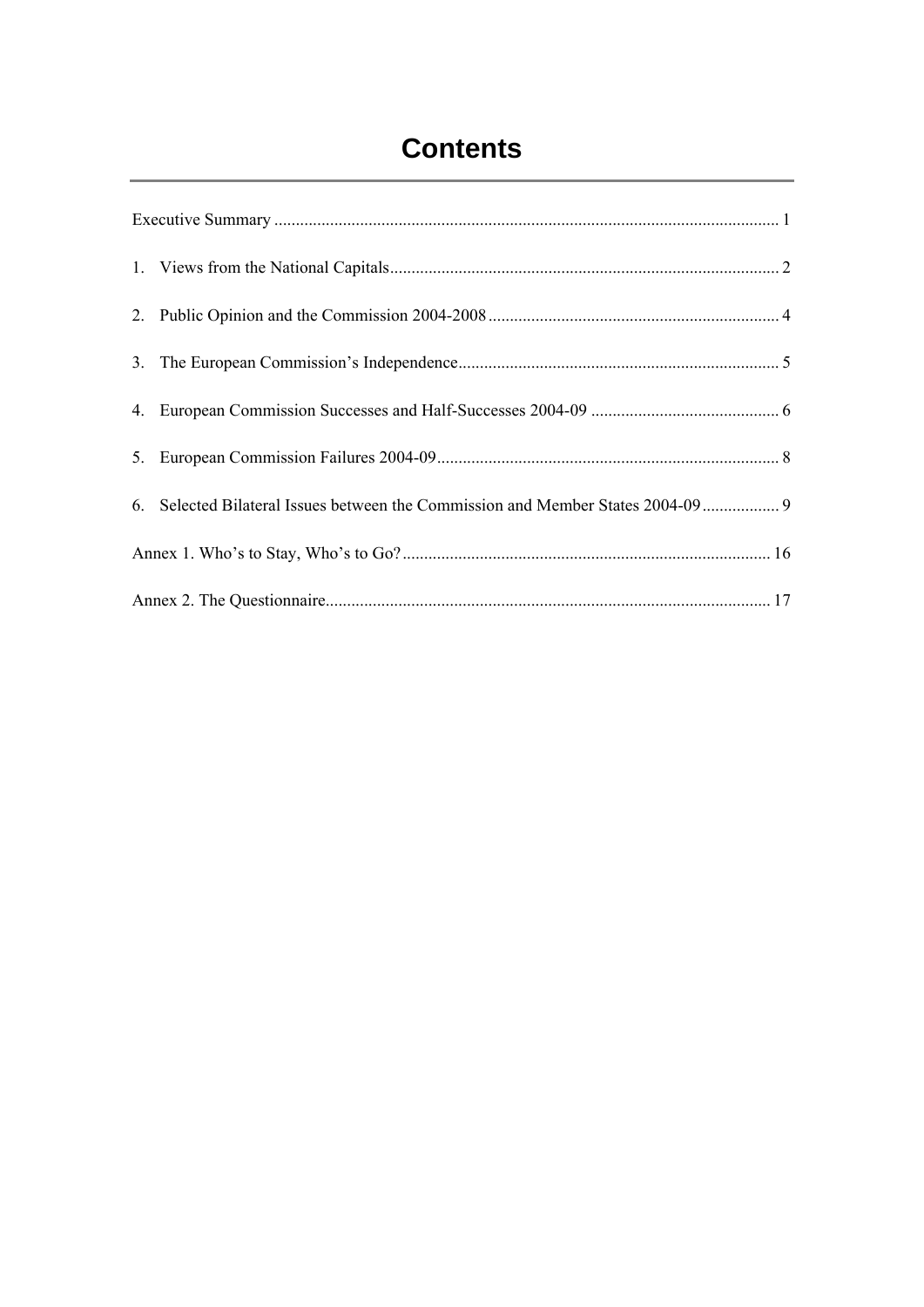# Contents

Executive Summary ..................................................................................................................... 1

1. Views from the National Capitals.......................................................................................... 2

2. Public Opinion and the Commission 2004-2008 ................................................................... 4

3. The European Commission's Independence.......................................................................... 5

4. European Commission Successes and Half-Successes 2004-09 ........................................... 6

5. European Commission Failures 2004-09............................................................................... 8

6. Selected Bilateral Issues between the Commission and Member States 2004-09 .................. 9

Annex 1. Who's to Stay, Who's to Go?..................................................................................... 16

Annex 2. The Questionnaire...................................................................................................... 17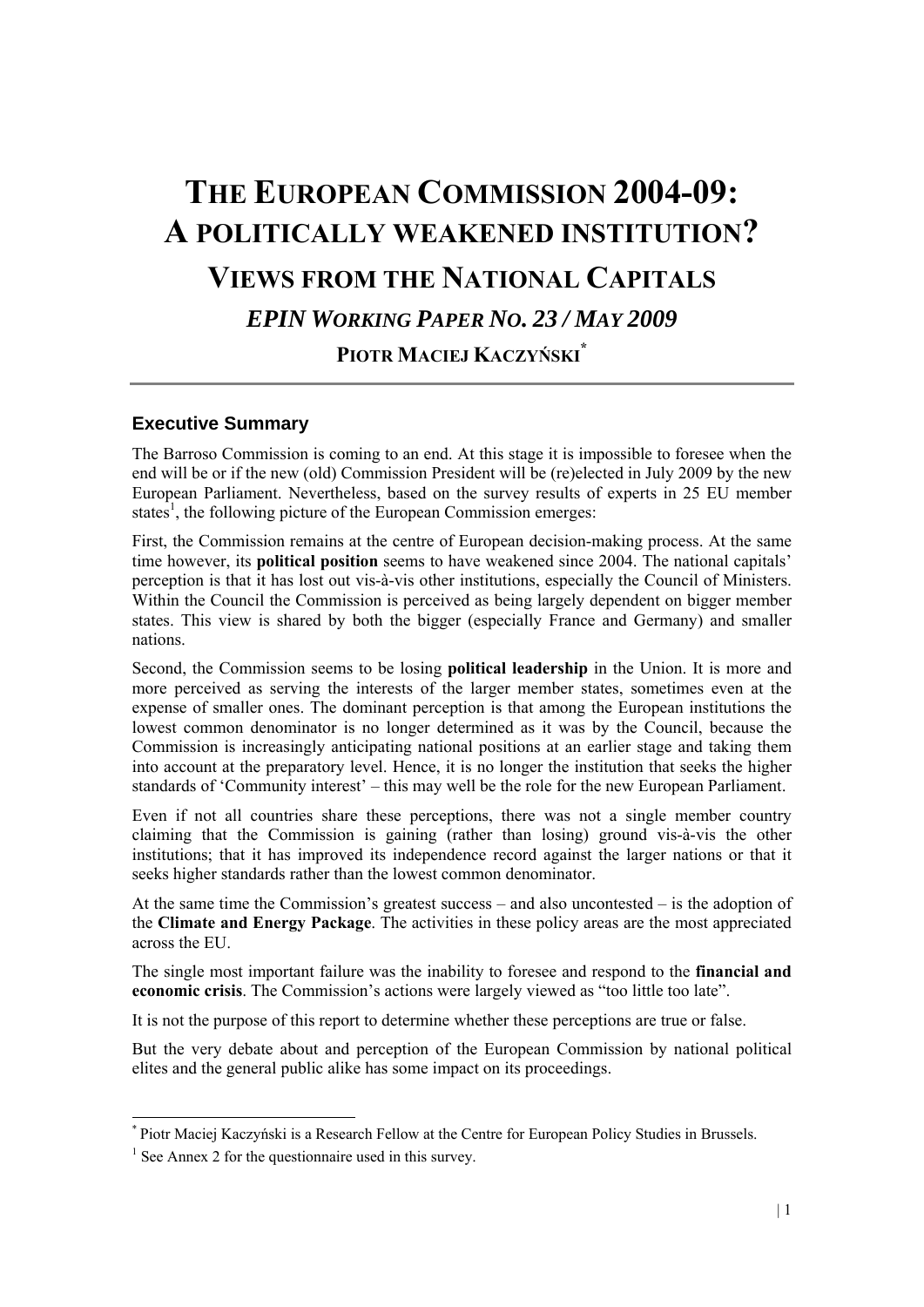# THE EUROPEAN COMMISSION 2004-09: A POLITICALLY WEAKENED INSTITUTION?

## VIEWS FROM THE NATIONAL CAPITALS

### *EPIN WORKING PAPER NO. 23 / MAY 2009*

**PIOTR MACIEJ KACZYŃSKI***

---

### Executive Summary

The Barroso Commission is coming to an end. At this stage it is impossible to foresee when the end will be or if the new (old) Commission President will be (re)elected in July 2009 by the new European Parliament. Nevertheless, based on the survey results of experts in 25 EU member states[1], the following picture of the European Commission emerges:

First, the Commission remains at the centre of European decision-making process. At the same time however, its **political position** seems to have weakened since 2004. The national capitals' perception is that it has lost out vis-à-vis other institutions, especially the Council of Ministers. Within the Council the Commission is perceived as being largely dependent on bigger member states. This view is shared by both the bigger (especially France and Germany) and smaller nations.

Second, the Commission seems to be losing **political leadership** in the Union. It is more and more perceived as serving the interests of the larger member states, sometimes even at the expense of smaller ones. The dominant perception is that among the European institutions the lowest common denominator is no longer determined as it was by the Council, because the Commission is increasingly anticipating national positions at an earlier stage and taking them into account at the preparatory level. Hence, it is no longer the institution that seeks the higher standards of 'Community interest' – this may well be the role for the new European Parliament.

Even if not all countries share these perceptions, there was not a single member country claiming that the Commission is gaining (rather than losing) ground vis-à-vis the other institutions; that it has improved its independence record against the larger nations or that it seeks higher standards rather than the lowest common denominator.

At the same time the Commission's greatest success – and also uncontested – is the adoption of the **Climate and Energy Package**. The activities in these policy areas are the most appreciated across the EU.

The single most important failure was the inability to foresee and respond to the **financial and economic crisis**. The Commission's actions were largely viewed as "too little too late".

It is not the purpose of this report to determine whether these perceptions are true or false.

But the very debate about and perception of the European Commission by national political elites and the general public alike has some impact on its proceedings.

---

* Piotr Maciej Kaczyński is a Research Fellow at the Centre for European Policy Studies in Brussels.

[1] See Annex 2 for the questionnaire used in this survey.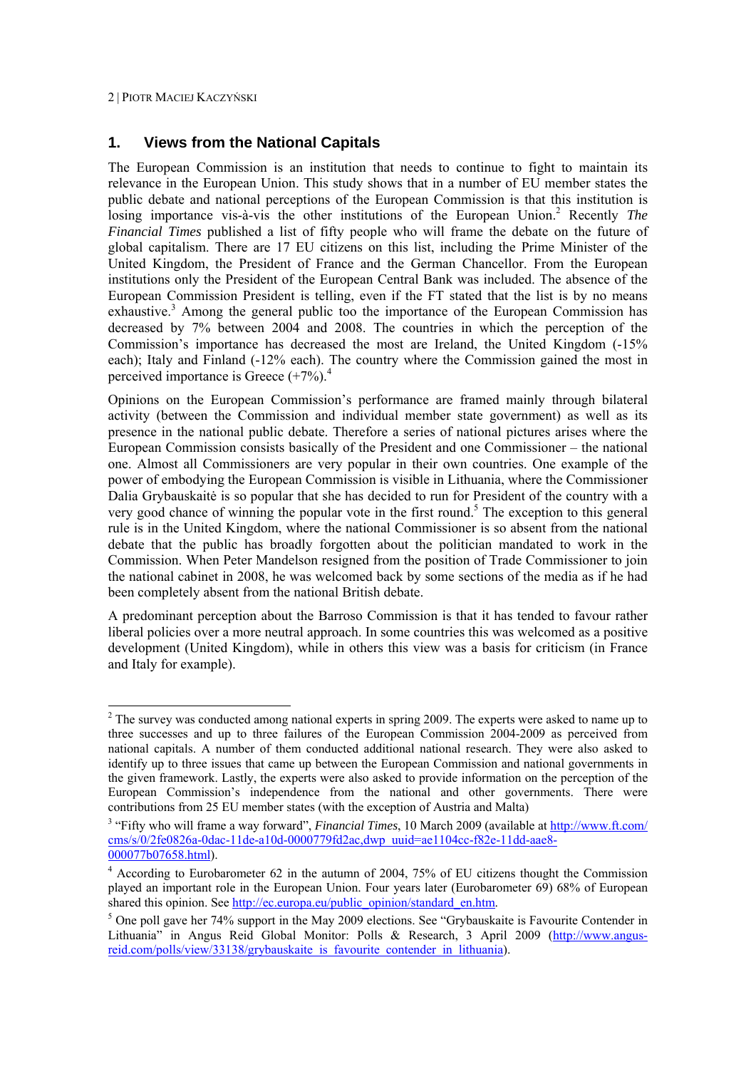## 1. Views from the National Capitals

The European Commission is an institution that needs to continue to fight to maintain its relevance in the European Union. This study shows that in a number of EU member states the public debate and national perceptions of the European Commission is that this institution is losing importance vis-à-vis the other institutions of the European Union.[2] Recently *The Financial Times* published a list of fifty people who will frame the debate on the future of global capitalism. There are 17 EU citizens on this list, including the Prime Minister of the United Kingdom, the President of France and the German Chancellor. From the European institutions only the President of the European Central Bank was included. The absence of the European Commission President is telling, even if the FT stated that the list is by no means exhaustive.[3] Among the general public too the importance of the European Commission has decreased by 7% between 2004 and 2008. The countries in which the perception of the Commission's importance has decreased the most are Ireland, the United Kingdom (-15% each); Italy and Finland (-12% each). The country where the Commission gained the most in perceived importance is Greece (+7%).[4]

Opinions on the European Commission's performance are framed mainly through bilateral activity (between the Commission and individual member state government) as well as its presence in the national public debate. Therefore a series of national pictures arises where the European Commission consists basically of the President and one Commissioner – the national one. Almost all Commissioners are very popular in their own countries. One example of the power of embodying the European Commission is visible in Lithuania, where the Commissioner Dalia Grybauskaitė is so popular that she has decided to run for President of the country with a very good chance of winning the popular vote in the first round.[5] The exception to this general rule is in the United Kingdom, where the national Commissioner is so absent from the national debate that the public has broadly forgotten about the politician mandated to work in the Commission. When Peter Mandelson resigned from the position of Trade Commissioner to join the national cabinet in 2008, he was welcomed back by some sections of the media as if he had been completely absent from the national British debate.

A predominant perception about the Barroso Commission is that it has tended to favour rather liberal policies over a more neutral approach. In some countries this was welcomed as a positive development (United Kingdom), while in others this view was a basis for criticism (in France and Italy for example).

---

[2] The survey was conducted among national experts in spring 2009. The experts were asked to name up to three successes and up to three failures of the European Commission 2004-2009 as perceived from national capitals. A number of them conducted additional national research. They were also asked to identify up to three issues that came up between the European Commission and national governments in the given framework. Lastly, the experts were also asked to provide information on the perception of the European Commission's independence from the national and other governments. There were contributions from 25 EU member states (with the exception of Austria and Malta)

[3] "Fifty who will frame a way forward", *Financial Times*, 10 March 2009 (available at http://www.ft.com/cms/s/0/2fe0826a-0dac-11de-a10d-0000779fd2ac,dwp_uuid=ae1104cc-f82e-11dd-aae8-000077b07658.html).

[4] According to Eurobarometer 62 in the autumn of 2004, 75% of EU citizens thought the Commission played an important role in the European Union. Four years later (Eurobarometer 69) 68% of European shared this opinion. See http://ec.europa.eu/public_opinion/standard_en.htm.

[5] One poll gave her 74% support in the May 2009 elections. See "Grybauskaite is Favourite Contender in Lithuania" in Angus Reid Global Monitor: Polls & Research, 3 April 2009 (http://www.angus-reid.com/polls/view/33138/grybauskaite_is_favourite_contender_in_lithuania).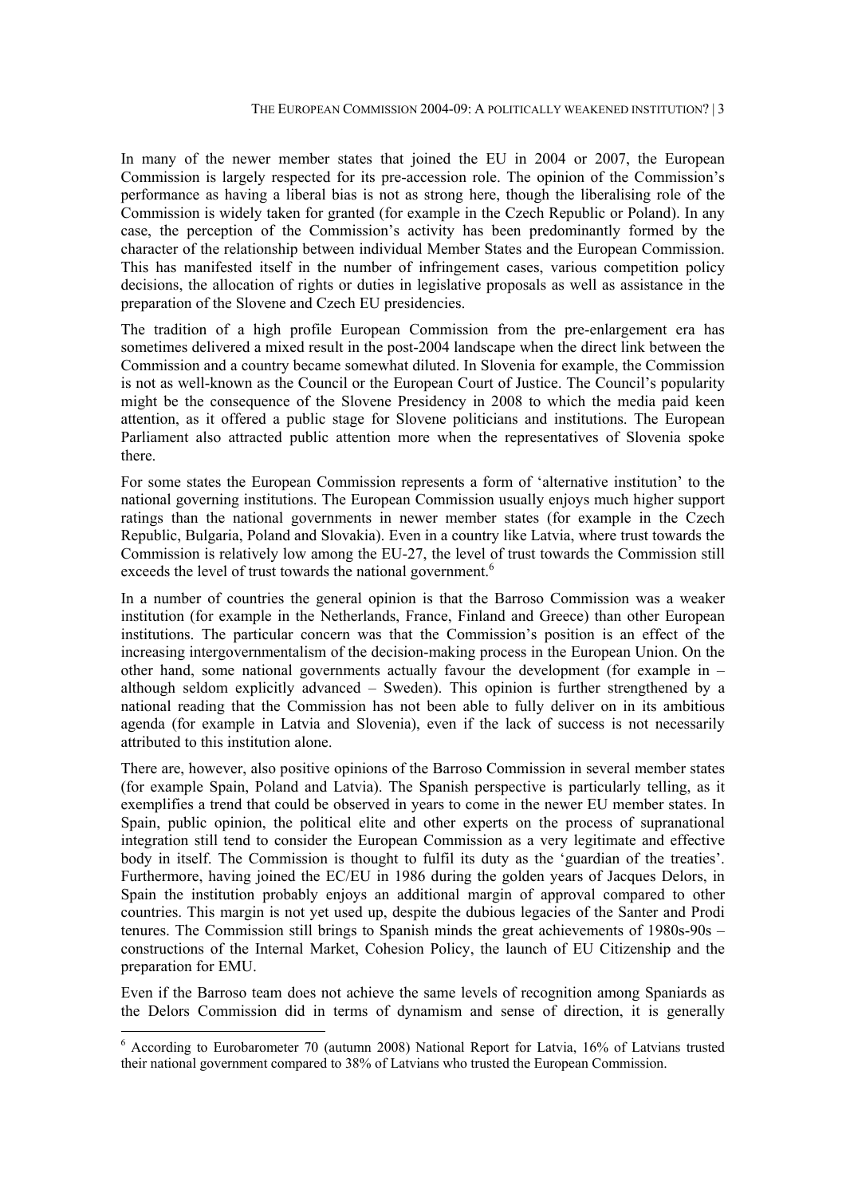In many of the newer member states that joined the EU in 2004 or 2007, the European Commission is largely respected for its pre-accession role. The opinion of the Commission's performance as having a liberal bias is not as strong here, though the liberalising role of the Commission is widely taken for granted (for example in the Czech Republic or Poland). In any case, the perception of the Commission's activity has been predominantly formed by the character of the relationship between individual Member States and the European Commission. This has manifested itself in the number of infringement cases, various competition policy decisions, the allocation of rights or duties in legislative proposals as well as assistance in the preparation of the Slovene and Czech EU presidencies.

The tradition of a high profile European Commission from the pre-enlargement era has sometimes delivered a mixed result in the post-2004 landscape when the direct link between the Commission and a country became somewhat diluted. In Slovenia for example, the Commission is not as well-known as the Council or the European Court of Justice. The Council's popularity might be the consequence of the Slovene Presidency in 2008 to which the media paid keen attention, as it offered a public stage for Slovene politicians and institutions. The European Parliament also attracted public attention more when the representatives of Slovenia spoke there.

For some states the European Commission represents a form of 'alternative institution' to the national governing institutions. The European Commission usually enjoys much higher support ratings than the national governments in newer member states (for example in the Czech Republic, Bulgaria, Poland and Slovakia). Even in a country like Latvia, where trust towards the Commission is relatively low among the EU-27, the level of trust towards the Commission still exceeds the level of trust towards the national government.[6]

In a number of countries the general opinion is that the Barroso Commission was a weaker institution (for example in the Netherlands, France, Finland and Greece) than other European institutions. The particular concern was that the Commission's position is an effect of the increasing intergovernmentalism of the decision-making process in the European Union. On the other hand, some national governments actually favour the development (for example in – although seldom explicitly advanced – Sweden). This opinion is further strengthened by a national reading that the Commission has not been able to fully deliver on in its ambitious agenda (for example in Latvia and Slovenia), even if the lack of success is not necessarily attributed to this institution alone.

There are, however, also positive opinions of the Barroso Commission in several member states (for example Spain, Poland and Latvia). The Spanish perspective is particularly telling, as it exemplifies a trend that could be observed in years to come in the newer EU member states. In Spain, public opinion, the political elite and other experts on the process of supranational integration still tend to consider the European Commission as a very legitimate and effective body in itself. The Commission is thought to fulfil its duty as the 'guardian of the treaties'. Furthermore, having joined the EC/EU in 1986 during the golden years of Jacques Delors, in Spain the institution probably enjoys an additional margin of approval compared to other countries. This margin is not yet used up, despite the dubious legacies of the Santer and Prodi tenures. The Commission still brings to Spanish minds the great achievements of 1980s-90s – constructions of the Internal Market, Cohesion Policy, the launch of EU Citizenship and the preparation for EMU.

Even if the Barroso team does not achieve the same levels of recognition among Spaniards as the Delors Commission did in terms of dynamism and sense of direction, it is generally

[6] According to Eurobarometer 70 (autumn 2008) National Report for Latvia, 16% of Latvians trusted their national government compared to 38% of Latvians who trusted the European Commission.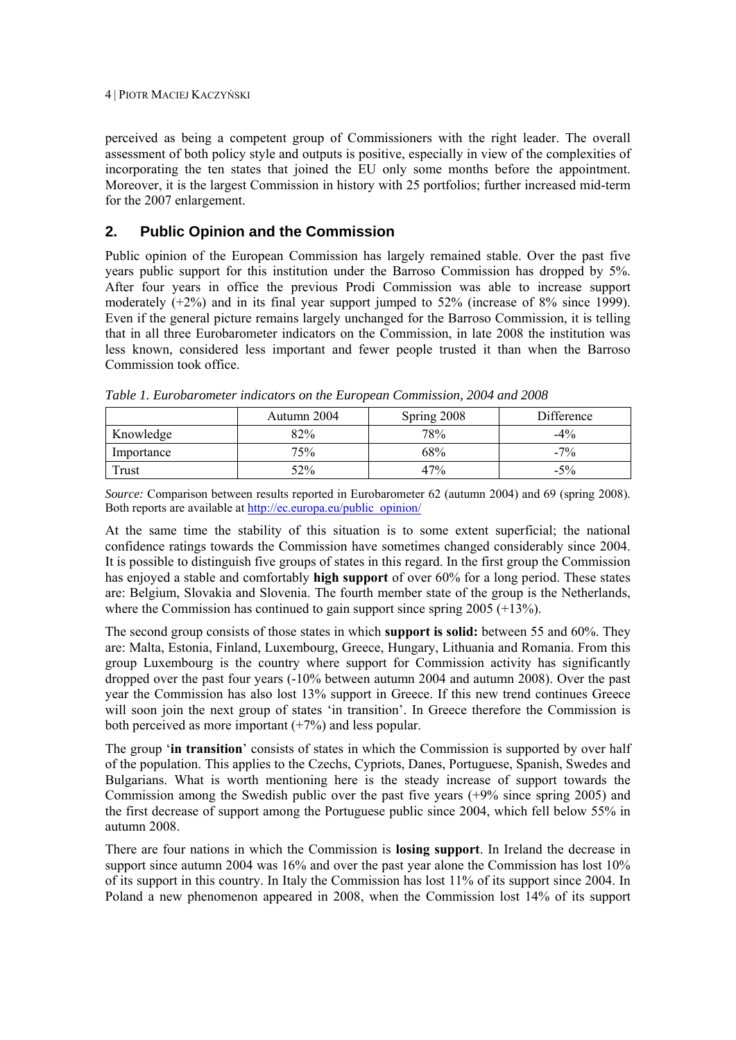perceived as being a competent group of Commissioners with the right leader. The overall assessment of both policy style and outputs is positive, especially in view of the complexities of incorporating the ten states that joined the EU only some months before the appointment. Moreover, it is the largest Commission in history with 25 portfolios; further increased mid-term for the 2007 enlargement.

## 2. Public Opinion and the Commission

Public opinion of the European Commission has largely remained stable. Over the past five years public support for this institution under the Barroso Commission has dropped by 5%. After four years in office the previous Prodi Commission was able to increase support moderately (+2%) and in its final year support jumped to 52% (increase of 8% since 1999). Even if the general picture remains largely unchanged for the Barroso Commission, it is telling that in all three Eurobarometer indicators on the Commission, in late 2008 the institution was less known, considered less important and fewer people trusted it than when the Barroso Commission took office.

*Table 1. Eurobarometer indicators on the European Commission, 2004 and 2008*

| | Autumn 2004 | Spring 2008 | Difference |
|---|---|---|---|
| Knowledge | 82% | 78% | -4% |
| Importance | 75% | 68% | -7% |
| Trust | 52% | 47% | -5% |

*Source:* Comparison between results reported in Eurobarometer 62 (autumn 2004) and 69 (spring 2008). Both reports are available at http://ec.europa.eu/public_opinion/

At the same time the stability of this situation is to some extent superficial; the national confidence ratings towards the Commission have sometimes changed considerably since 2004. It is possible to distinguish five groups of states in this regard. In the first group the Commission has enjoyed a stable and comfortably **high support** of over 60% for a long period. These states are: Belgium, Slovakia and Slovenia. The fourth member state of the group is the Netherlands, where the Commission has continued to gain support since spring 2005 (+13%).

The second group consists of those states in which **support is solid:** between 55 and 60%. They are: Malta, Estonia, Finland, Luxembourg, Greece, Hungary, Lithuania and Romania. From this group Luxembourg is the country where support for Commission activity has significantly dropped over the past four years (-10% between autumn 2004 and autumn 2008). Over the past year the Commission has also lost 13% support in Greece. If this new trend continues Greece will soon join the next group of states 'in transition'. In Greece therefore the Commission is both perceived as more important (+7%) and less popular.

The group '**in transition**' consists of states in which the Commission is supported by over half of the population. This applies to the Czechs, Cypriots, Danes, Portuguese, Spanish, Swedes and Bulgarians. What is worth mentioning here is the steady increase of support towards the Commission among the Swedish public over the past five years (+9% since spring 2005) and the first decrease of support among the Portuguese public since 2004, which fell below 55% in autumn 2008.

There are four nations in which the Commission is **losing support**. In Ireland the decrease in support since autumn 2004 was 16% and over the past year alone the Commission has lost 10% of its support in this country. In Italy the Commission has lost 11% of its support since 2004. In Poland a new phenomenon appeared in 2008, when the Commission lost 14% of its support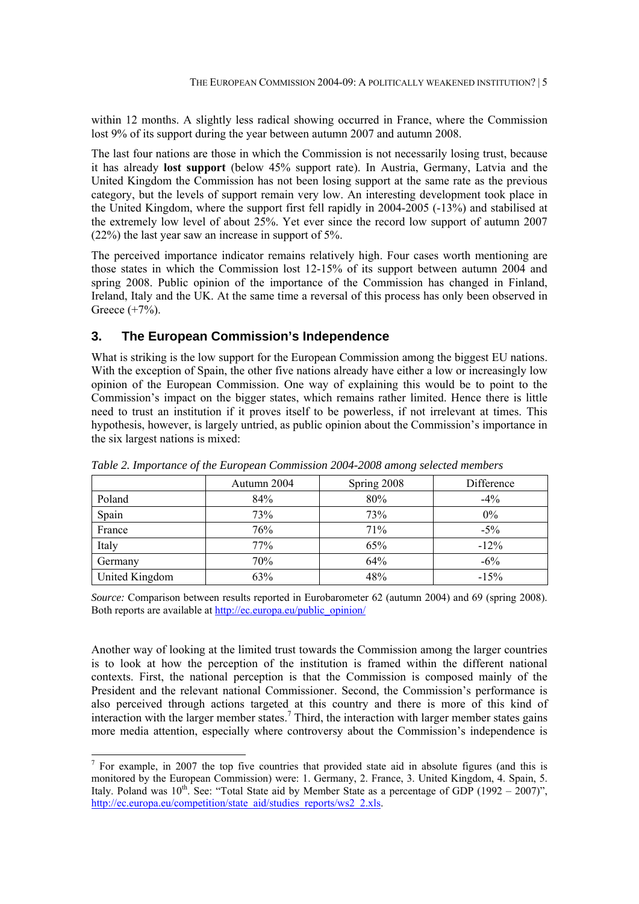within 12 months. A slightly less radical showing occurred in France, where the Commission lost 9% of its support during the year between autumn 2007 and autumn 2008.

The last four nations are those in which the Commission is not necessarily losing trust, because it has already **lost support** (below 45% support rate). In Austria, Germany, Latvia and the United Kingdom the Commission has not been losing support at the same rate as the previous category, but the levels of support remain very low. An interesting development took place in the United Kingdom, where the support first fell rapidly in 2004-2005 (-13%) and stabilised at the extremely low level of about 25%. Yet ever since the record low support of autumn 2007 (22%) the last year saw an increase in support of 5%.

The perceived importance indicator remains relatively high. Four cases worth mentioning are those states in which the Commission lost 12-15% of its support between autumn 2004 and spring 2008. Public opinion of the importance of the Commission has changed in Finland, Ireland, Italy and the UK. At the same time a reversal of this process has only been observed in Greece (+7%).

## 3. The European Commission's Independence

What is striking is the low support for the European Commission among the biggest EU nations. With the exception of Spain, the other five nations already have either a low or increasingly low opinion of the European Commission. One way of explaining this would be to point to the Commission's impact on the bigger states, which remains rather limited. Hence there is little need to trust an institution if it proves itself to be powerless, if not irrelevant at times. This hypothesis, however, is largely untried, as public opinion about the Commission's importance in the six largest nations is mixed:

*Table 2. Importance of the European Commission 2004-2008 among selected members*

| | Autumn 2004 | Spring 2008 | Difference |
|---|---|---|---|
| Poland | 84% | 80% | -4% |
| Spain | 73% | 73% | 0% |
| France | 76% | 71% | -5% |
| Italy | 77% | 65% | -12% |
| Germany | 70% | 64% | -6% |
| United Kingdom | 63% | 48% | -15% |

*Source:* Comparison between results reported in Eurobarometer 62 (autumn 2004) and 69 (spring 2008). Both reports are available at http://ec.europa.eu/public_opinion/

Another way of looking at the limited trust towards the Commission among the larger countries is to look at how the perception of the institution is framed within the different national contexts. First, the national perception is that the Commission is composed mainly of the President and the relevant national Commissioner. Second, the Commission's performance is also perceived through actions targeted at this country and there is more of this kind of interaction with the larger member states.[7] Third, the interaction with larger member states gains more media attention, especially where controversy about the Commission's independence is

[7] For example, in 2007 the top five countries that provided state aid in absolute figures (and this is monitored by the European Commission) were: 1. Germany, 2. France, 3. United Kingdom, 4. Spain, 5. Italy. Poland was 10th. See: "Total State aid by Member State as a percentage of GDP (1992 – 2007)", http://ec.europa.eu/competition/state_aid/studies_reports/ws2_2.xls.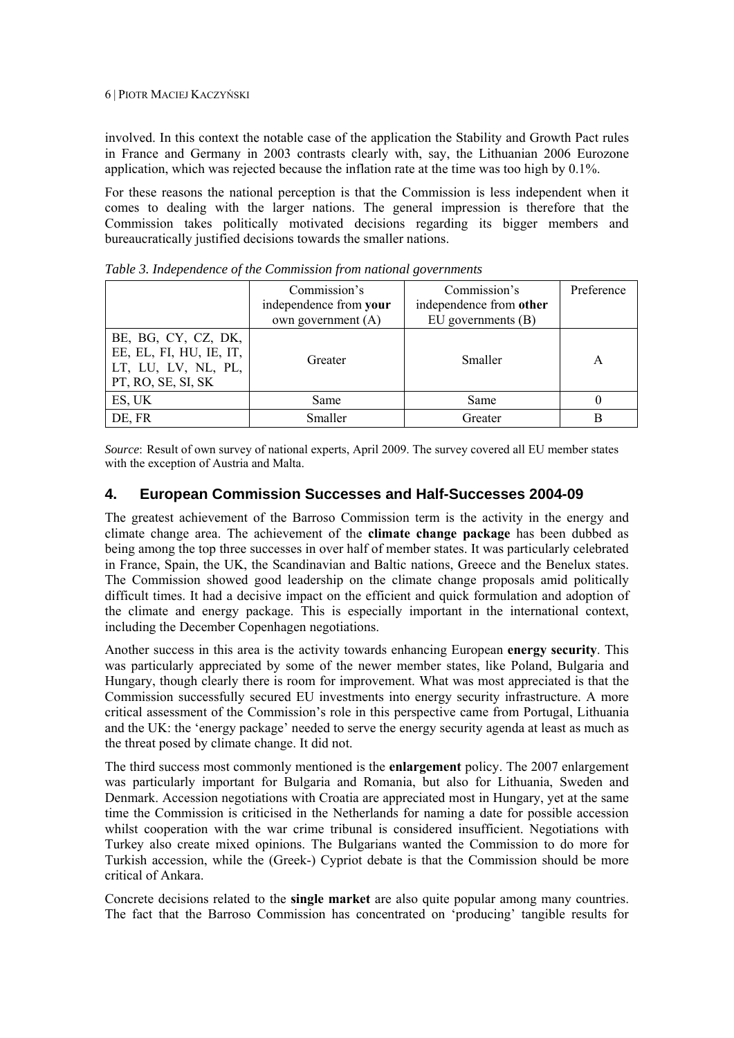involved. In this context the notable case of the application the Stability and Growth Pact rules in France and Germany in 2003 contrasts clearly with, say, the Lithuanian 2006 Eurozone application, which was rejected because the inflation rate at the time was too high by 0.1%.

For these reasons the national perception is that the Commission is less independent when it comes to dealing with the larger nations. The general impression is therefore that the Commission takes politically motivated decisions regarding its bigger members and bureaucratically justified decisions towards the smaller nations.

*Table 3. Independence of the Commission from national governments*

| | Commission's independence from **your** own government (A) | Commission's independence from **other** EU governments (B) | Preference |
|---|---|---|---|
| BE, BG, CY, CZ, DK, EE, EL, FI, HU, IE, IT, LT, LU, LV, NL, PL, PT, RO, SE, SI, SK | Greater | Smaller | A |
| ES, UK | Same | Same | 0 |
| DE, FR | Smaller | Greater | B |

*Source*: Result of own survey of national experts, April 2009. The survey covered all EU member states with the exception of Austria and Malta.

## 4. European Commission Successes and Half-Successes 2004-09

The greatest achievement of the Barroso Commission term is the activity in the energy and climate change area. The achievement of the **climate change package** has been dubbed as being among the top three successes in over half of member states. It was particularly celebrated in France, Spain, the UK, the Scandinavian and Baltic nations, Greece and the Benelux states. The Commission showed good leadership on the climate change proposals amid politically difficult times. It had a decisive impact on the efficient and quick formulation and adoption of the climate and energy package. This is especially important in the international context, including the December Copenhagen negotiations.

Another success in this area is the activity towards enhancing European **energy security**. This was particularly appreciated by some of the newer member states, like Poland, Bulgaria and Hungary, though clearly there is room for improvement. What was most appreciated is that the Commission successfully secured EU investments into energy security infrastructure. A more critical assessment of the Commission's role in this perspective came from Portugal, Lithuania and the UK: the 'energy package' needed to serve the energy security agenda at least as much as the threat posed by climate change. It did not.

The third success most commonly mentioned is the **enlargement** policy. The 2007 enlargement was particularly important for Bulgaria and Romania, but also for Lithuania, Sweden and Denmark. Accession negotiations with Croatia are appreciated most in Hungary, yet at the same time the Commission is criticised in the Netherlands for naming a date for possible accession whilst cooperation with the war crime tribunal is considered insufficient. Negotiations with Turkey also create mixed opinions. The Bulgarians wanted the Commission to do more for Turkish accession, while the (Greek-) Cypriot debate is that the Commission should be more critical of Ankara.

Concrete decisions related to the **single market** are also quite popular among many countries. The fact that the Barroso Commission has concentrated on 'producing' tangible results for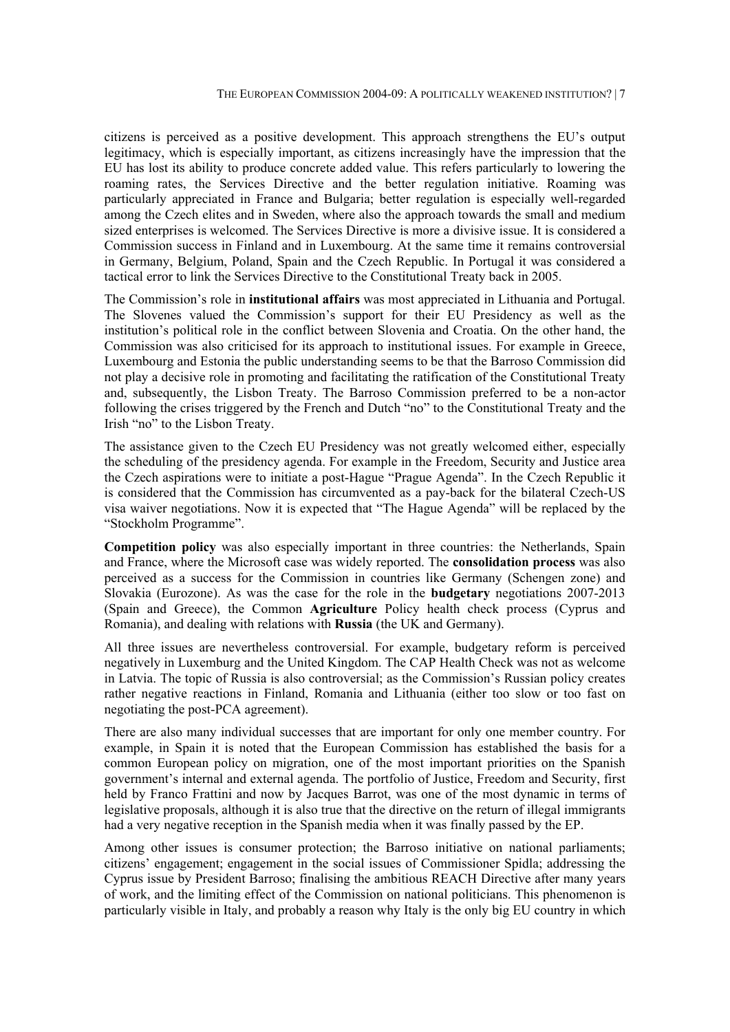citizens is perceived as a positive development. This approach strengthens the EU's output legitimacy, which is especially important, as citizens increasingly have the impression that the EU has lost its ability to produce concrete added value. This refers particularly to lowering the roaming rates, the Services Directive and the better regulation initiative. Roaming was particularly appreciated in France and Bulgaria; better regulation is especially well-regarded among the Czech elites and in Sweden, where also the approach towards the small and medium sized enterprises is welcomed. The Services Directive is more a divisive issue. It is considered a Commission success in Finland and in Luxembourg. At the same time it remains controversial in Germany, Belgium, Poland, Spain and the Czech Republic. In Portugal it was considered a tactical error to link the Services Directive to the Constitutional Treaty back in 2005.

The Commission's role in **institutional affairs** was most appreciated in Lithuania and Portugal. The Slovenes valued the Commission's support for their EU Presidency as well as the institution's political role in the conflict between Slovenia and Croatia. On the other hand, the Commission was also criticised for its approach to institutional issues. For example in Greece, Luxembourg and Estonia the public understanding seems to be that the Barroso Commission did not play a decisive role in promoting and facilitating the ratification of the Constitutional Treaty and, subsequently, the Lisbon Treaty. The Barroso Commission preferred to be a non-actor following the crises triggered by the French and Dutch "no" to the Constitutional Treaty and the Irish "no" to the Lisbon Treaty.

The assistance given to the Czech EU Presidency was not greatly welcomed either, especially the scheduling of the presidency agenda. For example in the Freedom, Security and Justice area the Czech aspirations were to initiate a post-Hague "Prague Agenda". In the Czech Republic it is considered that the Commission has circumvented as a pay-back for the bilateral Czech-US visa waiver negotiations. Now it is expected that "The Hague Agenda" will be replaced by the "Stockholm Programme".

**Competition policy** was also especially important in three countries: the Netherlands, Spain and France, where the Microsoft case was widely reported. The **consolidation process** was also perceived as a success for the Commission in countries like Germany (Schengen zone) and Slovakia (Eurozone). As was the case for the role in the **budgetary** negotiations 2007-2013 (Spain and Greece), the Common **Agriculture** Policy health check process (Cyprus and Romania), and dealing with relations with **Russia** (the UK and Germany).

All three issues are nevertheless controversial. For example, budgetary reform is perceived negatively in Luxemburg and the United Kingdom. The CAP Health Check was not as welcome in Latvia. The topic of Russia is also controversial; as the Commission's Russian policy creates rather negative reactions in Finland, Romania and Lithuania (either too slow or too fast on negotiating the post-PCA agreement).

There are also many individual successes that are important for only one member country. For example, in Spain it is noted that the European Commission has established the basis for a common European policy on migration, one of the most important priorities on the Spanish government's internal and external agenda. The portfolio of Justice, Freedom and Security, first held by Franco Frattini and now by Jacques Barrot, was one of the most dynamic in terms of legislative proposals, although it is also true that the directive on the return of illegal immigrants had a very negative reception in the Spanish media when it was finally passed by the EP.

Among other issues is consumer protection; the Barroso initiative on national parliaments; citizens' engagement; engagement in the social issues of Commissioner Spidla; addressing the Cyprus issue by President Barroso; finalising the ambitious REACH Directive after many years of work, and the limiting effect of the Commission on national politicians. This phenomenon is particularly visible in Italy, and probably a reason why Italy is the only big EU country in which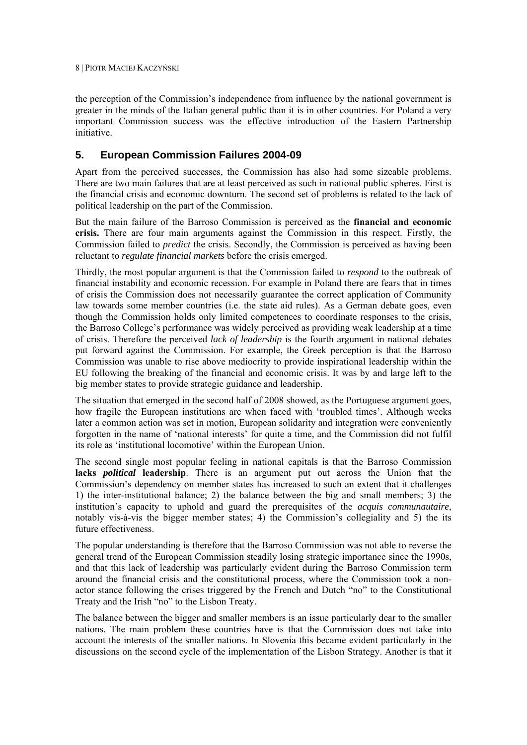the perception of the Commission's independence from influence by the national government is greater in the minds of the Italian general public than it is in other countries. For Poland a very important Commission success was the effective introduction of the Eastern Partnership initiative.

## 5. European Commission Failures 2004-09

Apart from the perceived successes, the Commission has also had some sizeable problems. There are two main failures that are at least perceived as such in national public spheres. First is the financial crisis and economic downturn. The second set of problems is related to the lack of political leadership on the part of the Commission.

But the main failure of the Barroso Commission is perceived as the **financial and economic crisis.** There are four main arguments against the Commission in this respect. Firstly, the Commission failed to *predict* the crisis. Secondly, the Commission is perceived as having been reluctant to *regulate financial markets* before the crisis emerged.

Thirdly, the most popular argument is that the Commission failed to *respond* to the outbreak of financial instability and economic recession. For example in Poland there are fears that in times of crisis the Commission does not necessarily guarantee the correct application of Community law towards some member countries (i.e. the state aid rules). As a German debate goes, even though the Commission holds only limited competences to coordinate responses to the crisis, the Barroso College's performance was widely perceived as providing weak leadership at a time of crisis. Therefore the perceived *lack of leadership* is the fourth argument in national debates put forward against the Commission. For example, the Greek perception is that the Barroso Commission was unable to rise above mediocrity to provide inspirational leadership within the EU following the breaking of the financial and economic crisis. It was by and large left to the big member states to provide strategic guidance and leadership.

The situation that emerged in the second half of 2008 showed, as the Portuguese argument goes, how fragile the European institutions are when faced with 'troubled times'. Although weeks later a common action was set in motion, European solidarity and integration were conveniently forgotten in the name of 'national interests' for quite a time, and the Commission did not fulfil its role as 'institutional locomotive' within the European Union.

The second single most popular feeling in national capitals is that the Barroso Commission **lacks *political* leadership**. There is an argument put out across the Union that the Commission's dependency on member states has increased to such an extent that it challenges 1) the inter-institutional balance; 2) the balance between the big and small members; 3) the institution's capacity to uphold and guard the prerequisites of the *acquis communautaire*, notably vis-à-vis the bigger member states; 4) the Commission's collegiality and 5) the its future effectiveness.

The popular understanding is therefore that the Barroso Commission was not able to reverse the general trend of the European Commission steadily losing strategic importance since the 1990s, and that this lack of leadership was particularly evident during the Barroso Commission term around the financial crisis and the constitutional process, where the Commission took a non-actor stance following the crises triggered by the French and Dutch "no" to the Constitutional Treaty and the Irish "no" to the Lisbon Treaty.

The balance between the bigger and smaller members is an issue particularly dear to the smaller nations. The main problem these countries have is that the Commission does not take into account the interests of the smaller nations. In Slovenia this became evident particularly in the discussions on the second cycle of the implementation of the Lisbon Strategy. Another is that it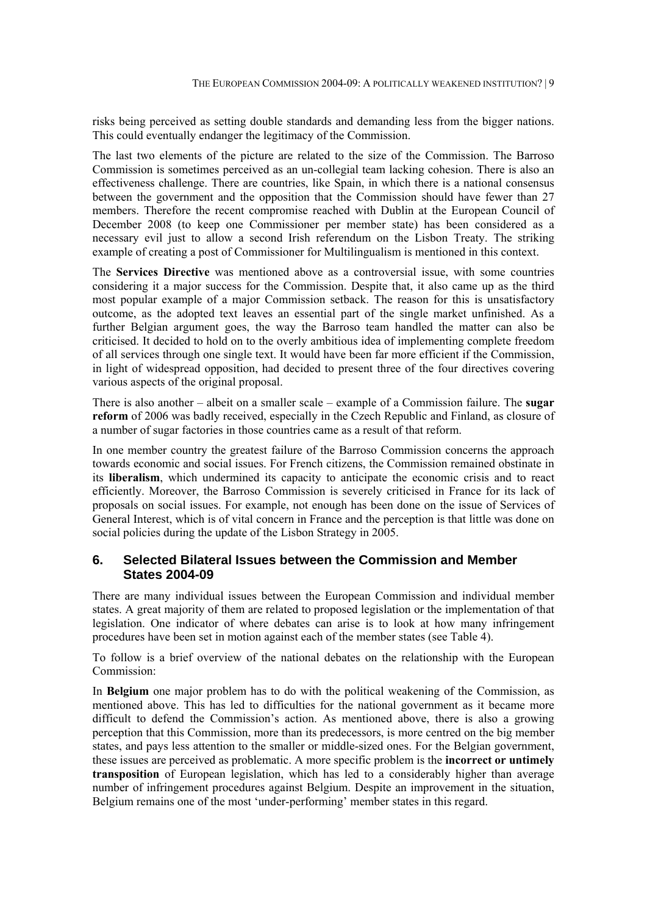risks being perceived as setting double standards and demanding less from the bigger nations. This could eventually endanger the legitimacy of the Commission.

The last two elements of the picture are related to the size of the Commission. The Barroso Commission is sometimes perceived as an un-collegial team lacking cohesion. There is also an effectiveness challenge. There are countries, like Spain, in which there is a national consensus between the government and the opposition that the Commission should have fewer than 27 members. Therefore the recent compromise reached with Dublin at the European Council of December 2008 (to keep one Commissioner per member state) has been considered as a necessary evil just to allow a second Irish referendum on the Lisbon Treaty. The striking example of creating a post of Commissioner for Multilingualism is mentioned in this context.

The **Services Directive** was mentioned above as a controversial issue, with some countries considering it a major success for the Commission. Despite that, it also came up as the third most popular example of a major Commission setback. The reason for this is unsatisfactory outcome, as the adopted text leaves an essential part of the single market unfinished. As a further Belgian argument goes, the way the Barroso team handled the matter can also be criticised. It decided to hold on to the overly ambitious idea of implementing complete freedom of all services through one single text. It would have been far more efficient if the Commission, in light of widespread opposition, had decided to present three of the four directives covering various aspects of the original proposal.

There is also another – albeit on a smaller scale – example of a Commission failure. The **sugar reform** of 2006 was badly received, especially in the Czech Republic and Finland, as closure of a number of sugar factories in those countries came as a result of that reform.

In one member country the greatest failure of the Barroso Commission concerns the approach towards economic and social issues. For French citizens, the Commission remained obstinate in its **liberalism**, which undermined its capacity to anticipate the economic crisis and to react efficiently. Moreover, the Barroso Commission is severely criticised in France for its lack of proposals on social issues. For example, not enough has been done on the issue of Services of General Interest, which is of vital concern in France and the perception is that little was done on social policies during the update of the Lisbon Strategy in 2005.

## 6. Selected Bilateral Issues between the Commission and Member States 2004-09

There are many individual issues between the European Commission and individual member states. A great majority of them are related to proposed legislation or the implementation of that legislation. One indicator of where debates can arise is to look at how many infringement procedures have been set in motion against each of the member states (see Table 4).

To follow is a brief overview of the national debates on the relationship with the European Commission:

In **Belgium** one major problem has to do with the political weakening of the Commission, as mentioned above. This has led to difficulties for the national government as it became more difficult to defend the Commission's action. As mentioned above, there is also a growing perception that this Commission, more than its predecessors, is more centred on the big member states, and pays less attention to the smaller or middle-sized ones. For the Belgian government, these issues are perceived as problematic. A more specific problem is the **incorrect or untimely transposition** of European legislation, which has led to a considerably higher than average number of infringement procedures against Belgium. Despite an improvement in the situation, Belgium remains one of the most 'under-performing' member states in this regard.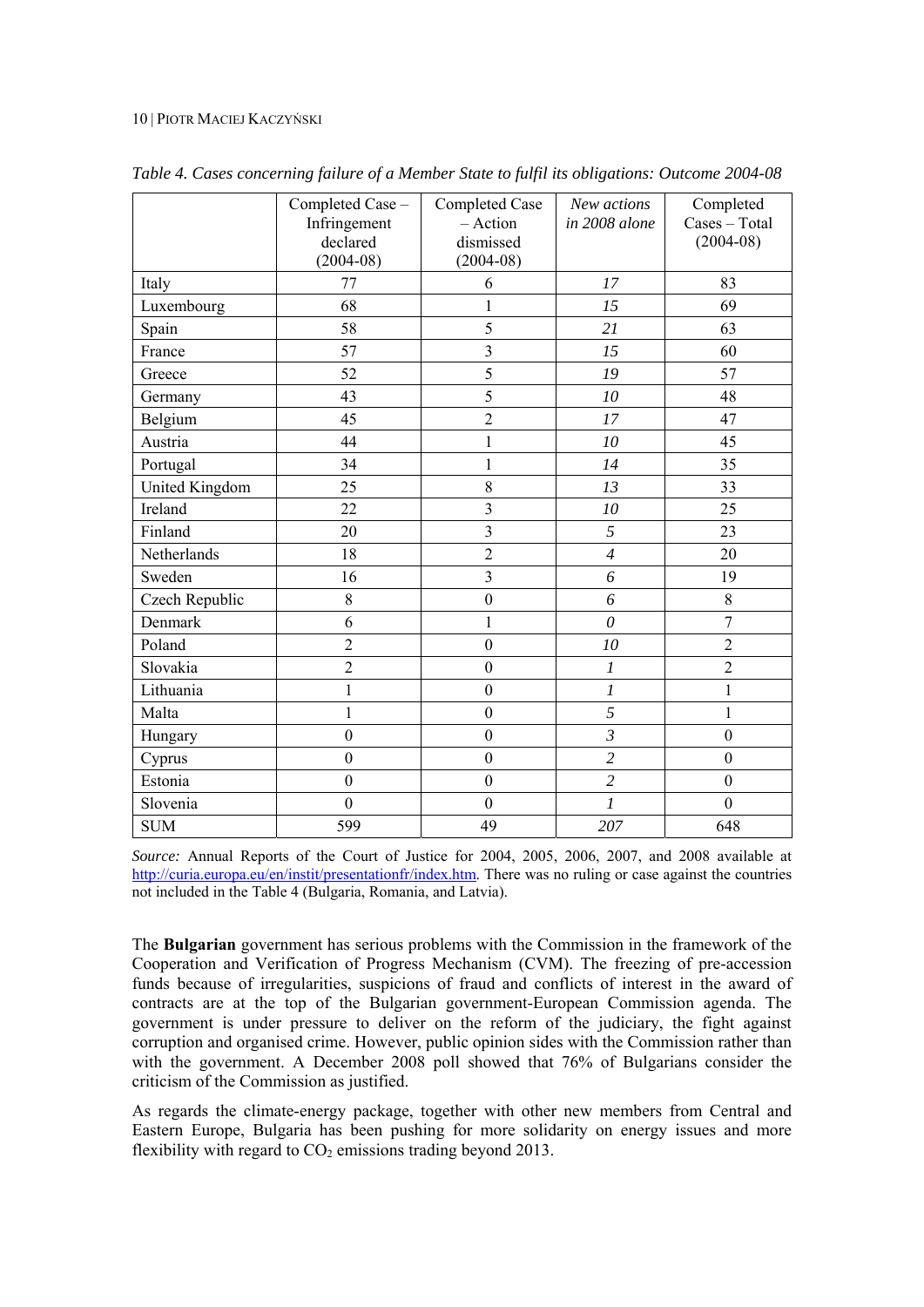*Table 4. Cases concerning failure of a Member State to fulfil its obligations: Outcome 2004-08*

| | Completed Case – Infringement declared (2004-08) | Completed Case – Action dismissed (2004-08) | *New actions in 2008 alone* | Completed Cases – Total (2004-08) |
|---|---|---|---|---|
| Italy | 77 | 6 | *17* | 83 |
| Luxembourg | 68 | 1 | *15* | 69 |
| Spain | 58 | 5 | *21* | 63 |
| France | 57 | 3 | *15* | 60 |
| Greece | 52 | 5 | *19* | 57 |
| Germany | 43 | 5 | *10* | 48 |
| Belgium | 45 | 2 | *17* | 47 |
| Austria | 44 | 1 | *10* | 45 |
| Portugal | 34 | 1 | *14* | 35 |
| United Kingdom | 25 | 8 | *13* | 33 |
| Ireland | 22 | 3 | *10* | 25 |
| Finland | 20 | 3 | *5* | 23 |
| Netherlands | 18 | 2 | *4* | 20 |
| Sweden | 16 | 3 | *6* | 19 |
| Czech Republic | 8 | 0 | *6* | 8 |
| Denmark | 6 | 1 | *0* | 7 |
| Poland | 2 | 0 | *10* | 2 |
| Slovakia | 2 | 0 | *1* | 2 |
| Lithuania | 1 | 0 | *1* | 1 |
| Malta | 1 | 0 | *5* | 1 |
| Hungary | 0 | 0 | *3* | 0 |
| Cyprus | 0 | 0 | *2* | 0 |
| Estonia | 0 | 0 | *2* | 0 |
| Slovenia | 0 | 0 | *1* | 0 |
| SUM | 599 | 49 | *207* | 648 |

*Source:* Annual Reports of the Court of Justice for 2004, 2005, 2006, 2007, and 2008 available at http://curia.europa.eu/en/instit/presentationfr/index.htm. There was no ruling or case against the countries not included in the Table 4 (Bulgaria, Romania, and Latvia).

The **Bulgarian** government has serious problems with the Commission in the framework of the Cooperation and Verification of Progress Mechanism (CVM). The freezing of pre-accession funds because of irregularities, suspicions of fraud and conflicts of interest in the award of contracts are at the top of the Bulgarian government-European Commission agenda. The government is under pressure to deliver on the reform of the judiciary, the fight against corruption and organised crime. However, public opinion sides with the Commission rather than with the government. A December 2008 poll showed that 76% of Bulgarians consider the criticism of the Commission as justified.

As regards the climate-energy package, together with other new members from Central and Eastern Europe, Bulgaria has been pushing for more solidarity on energy issues and more flexibility with regard to $CO_2$ emissions trading beyond 2013.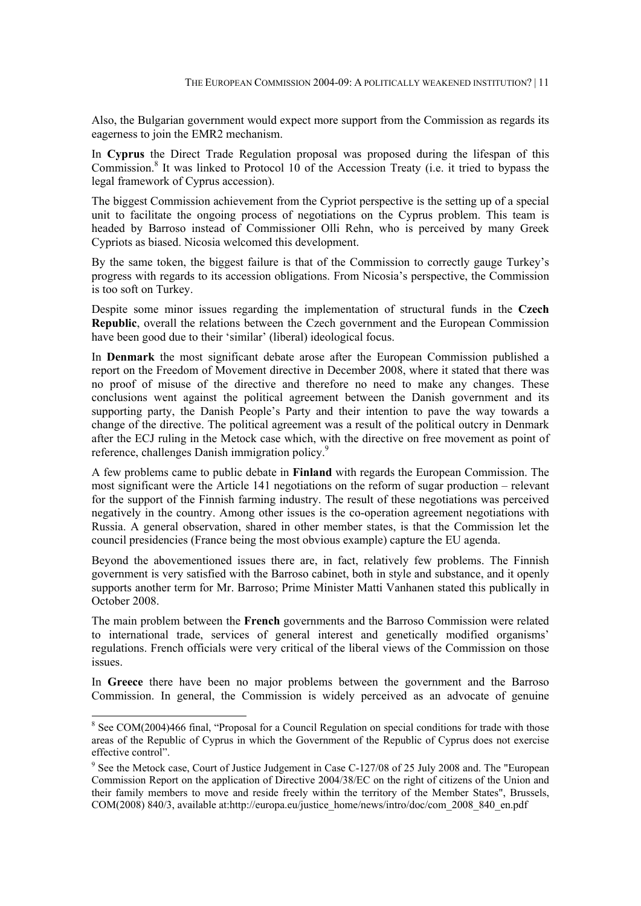Also, the Bulgarian government would expect more support from the Commission as regards its eagerness to join the EMR2 mechanism.

In **Cyprus** the Direct Trade Regulation proposal was proposed during the lifespan of this Commission.[8] It was linked to Protocol 10 of the Accession Treaty (i.e. it tried to bypass the legal framework of Cyprus accession).

The biggest Commission achievement from the Cypriot perspective is the setting up of a special unit to facilitate the ongoing process of negotiations on the Cyprus problem. This team is headed by Barroso instead of Commissioner Olli Rehn, who is perceived by many Greek Cypriots as biased. Nicosia welcomed this development.

By the same token, the biggest failure is that of the Commission to correctly gauge Turkey's progress with regards to its accession obligations. From Nicosia's perspective, the Commission is too soft on Turkey.

Despite some minor issues regarding the implementation of structural funds in the **Czech Republic**, overall the relations between the Czech government and the European Commission have been good due to their 'similar' (liberal) ideological focus.

In **Denmark** the most significant debate arose after the European Commission published a report on the Freedom of Movement directive in December 2008, where it stated that there was no proof of misuse of the directive and therefore no need to make any changes. These conclusions went against the political agreement between the Danish government and its supporting party, the Danish People's Party and their intention to pave the way towards a change of the directive. The political agreement was a result of the political outcry in Denmark after the ECJ ruling in the Metock case which, with the directive on free movement as point of reference, challenges Danish immigration policy.[9]

A few problems came to public debate in **Finland** with regards the European Commission. The most significant were the Article 141 negotiations on the reform of sugar production – relevant for the support of the Finnish farming industry. The result of these negotiations was perceived negatively in the country. Among other issues is the co-operation agreement negotiations with Russia. A general observation, shared in other member states, is that the Commission let the council presidencies (France being the most obvious example) capture the EU agenda.

Beyond the abovementioned issues there are, in fact, relatively few problems. The Finnish government is very satisfied with the Barroso cabinet, both in style and substance, and it openly supports another term for Mr. Barroso; Prime Minister Matti Vanhanen stated this publically in October 2008.

The main problem between the **French** governments and the Barroso Commission were related to international trade, services of general interest and genetically modified organisms' regulations. French officials were very critical of the liberal views of the Commission on those issues.

In **Greece** there have been no major problems between the government and the Barroso Commission. In general, the Commission is widely perceived as an advocate of genuine

[8] See COM(2004)466 final, "Proposal for a Council Regulation on special conditions for trade with those areas of the Republic of Cyprus in which the Government of the Republic of Cyprus does not exercise effective control".

[9] See the Metock case, Court of Justice Judgement in Case C-127/08 of 25 July 2008 and. The "European Commission Report on the application of Directive 2004/38/EC on the right of citizens of the Union and their family members to move and reside freely within the territory of the Member States", Brussels, COM(2008) 840/3, available at:http://europa.eu/justice_home/news/intro/doc/com_2008_840_en.pdf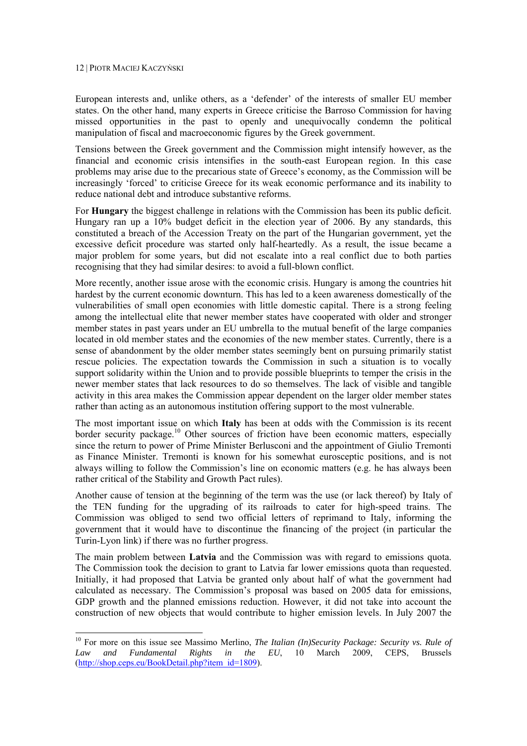European interests and, unlike others, as a 'defender' of the interests of smaller EU member states. On the other hand, many experts in Greece criticise the Barroso Commission for having missed opportunities in the past to openly and unequivocally condemn the political manipulation of fiscal and macroeconomic figures by the Greek government.

Tensions between the Greek government and the Commission might intensify however, as the financial and economic crisis intensifies in the south-east European region. In this case problems may arise due to the precarious state of Greece's economy, as the Commission will be increasingly 'forced' to criticise Greece for its weak economic performance and its inability to reduce national debt and introduce substantive reforms.

For **Hungary** the biggest challenge in relations with the Commission has been its public deficit. Hungary ran up a 10% budget deficit in the election year of 2006. By any standards, this constituted a breach of the Accession Treaty on the part of the Hungarian government, yet the excessive deficit procedure was started only half-heartedly. As a result, the issue became a major problem for some years, but did not escalate into a real conflict due to both parties recognising that they had similar desires: to avoid a full-blown conflict.

More recently, another issue arose with the economic crisis. Hungary is among the countries hit hardest by the current economic downturn. This has led to a keen awareness domestically of the vulnerabilities of small open economies with little domestic capital. There is a strong feeling among the intellectual elite that newer member states have cooperated with older and stronger member states in past years under an EU umbrella to the mutual benefit of the large companies located in old member states and the economies of the new member states. Currently, there is a sense of abandonment by the older member states seemingly bent on pursuing primarily statist rescue policies. The expectation towards the Commission in such a situation is to vocally support solidarity within the Union and to provide possible blueprints to temper the crisis in the newer member states that lack resources to do so themselves. The lack of visible and tangible activity in this area makes the Commission appear dependent on the larger older member states rather than acting as an autonomous institution offering support to the most vulnerable.

The most important issue on which **Italy** has been at odds with the Commission is its recent border security package.[10] Other sources of friction have been economic matters, especially since the return to power of Prime Minister Berlusconi and the appointment of Giulio Tremonti as Finance Minister. Tremonti is known for his somewhat eurosceptic positions, and is not always willing to follow the Commission's line on economic matters (e.g. he has always been rather critical of the Stability and Growth Pact rules).

Another cause of tension at the beginning of the term was the use (or lack thereof) by Italy of the TEN funding for the upgrading of its railroads to cater for high-speed trains. The Commission was obliged to send two official letters of reprimand to Italy, informing the government that it would have to discontinue the financing of the project (in particular the Turin-Lyon link) if there was no further progress.

The main problem between **Latvia** and the Commission was with regard to emissions quota. The Commission took the decision to grant to Latvia far lower emissions quota than requested. Initially, it had proposed that Latvia be granted only about half of what the government had calculated as necessary. The Commission's proposal was based on 2005 data for emissions, GDP growth and the planned emissions reduction. However, it did not take into account the construction of new objects that would contribute to higher emission levels. In July 2007 the

---

[10] For more on this issue see Massimo Merlino, *The Italian (In)Security Package: Security vs. Rule of Law and Fundamental Rights in the EU*, 10 March 2009, CEPS, Brussels (http://shop.ceps.eu/BookDetail.php?item_id=1809).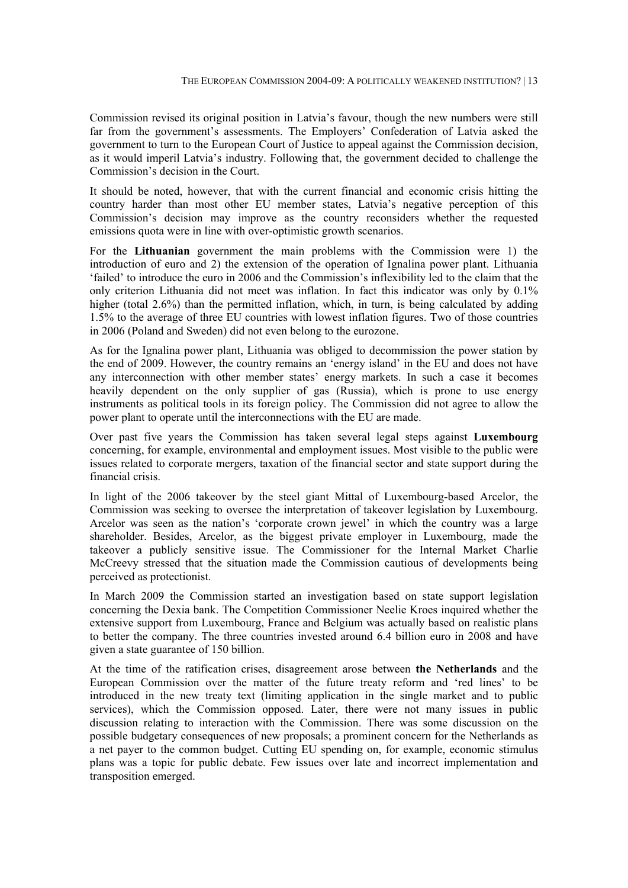Commission revised its original position in Latvia's favour, though the new numbers were still far from the government's assessments. The Employers' Confederation of Latvia asked the government to turn to the European Court of Justice to appeal against the Commission decision, as it would imperil Latvia's industry. Following that, the government decided to challenge the Commission's decision in the Court.

It should be noted, however, that with the current financial and economic crisis hitting the country harder than most other EU member states, Latvia's negative perception of this Commission's decision may improve as the country reconsiders whether the requested emissions quota were in line with over-optimistic growth scenarios.

For the **Lithuanian** government the main problems with the Commission were 1) the introduction of euro and 2) the extension of the operation of Ignalina power plant. Lithuania 'failed' to introduce the euro in 2006 and the Commission's inflexibility led to the claim that the only criterion Lithuania did not meet was inflation. In fact this indicator was only by 0.1% higher (total 2.6%) than the permitted inflation, which, in turn, is being calculated by adding 1.5% to the average of three EU countries with lowest inflation figures. Two of those countries in 2006 (Poland and Sweden) did not even belong to the eurozone.

As for the Ignalina power plant, Lithuania was obliged to decommission the power station by the end of 2009. However, the country remains an 'energy island' in the EU and does not have any interconnection with other member states' energy markets. In such a case it becomes heavily dependent on the only supplier of gas (Russia), which is prone to use energy instruments as political tools in its foreign policy. The Commission did not agree to allow the power plant to operate until the interconnections with the EU are made.

Over past five years the Commission has taken several legal steps against **Luxembourg** concerning, for example, environmental and employment issues. Most visible to the public were issues related to corporate mergers, taxation of the financial sector and state support during the financial crisis.

In light of the 2006 takeover by the steel giant Mittal of Luxembourg-based Arcelor, the Commission was seeking to oversee the interpretation of takeover legislation by Luxembourg. Arcelor was seen as the nation's 'corporate crown jewel' in which the country was a large shareholder. Besides, Arcelor, as the biggest private employer in Luxembourg, made the takeover a publicly sensitive issue. The Commissioner for the Internal Market Charlie McCreevy stressed that the situation made the Commission cautious of developments being perceived as protectionist.

In March 2009 the Commission started an investigation based on state support legislation concerning the Dexia bank. The Competition Commissioner Neelie Kroes inquired whether the extensive support from Luxembourg, France and Belgium was actually based on realistic plans to better the company. The three countries invested around 6.4 billion euro in 2008 and have given a state guarantee of 150 billion.

At the time of the ratification crises, disagreement arose between **the Netherlands** and the European Commission over the matter of the future treaty reform and 'red lines' to be introduced in the new treaty text (limiting application in the single market and to public services), which the Commission opposed. Later, there were not many issues in public discussion relating to interaction with the Commission. There was some discussion on the possible budgetary consequences of new proposals; a prominent concern for the Netherlands as a net payer to the common budget. Cutting EU spending on, for example, economic stimulus plans was a topic for public debate. Few issues over late and incorrect implementation and transposition emerged.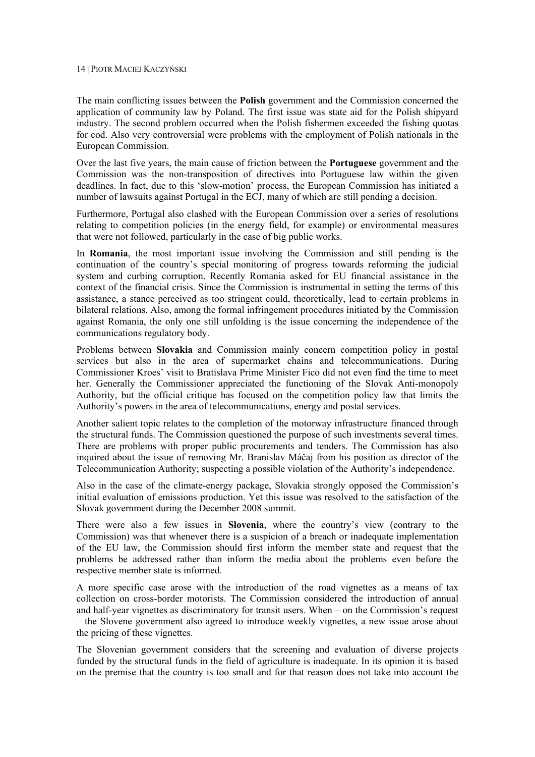The main conflicting issues between the **Polish** government and the Commission concerned the application of community law by Poland. The first issue was state aid for the Polish shipyard industry. The second problem occurred when the Polish fishermen exceeded the fishing quotas for cod. Also very controversial were problems with the employment of Polish nationals in the European Commission.

Over the last five years, the main cause of friction between the **Portuguese** government and the Commission was the non-transposition of directives into Portuguese law within the given deadlines. In fact, due to this 'slow-motion' process, the European Commission has initiated a number of lawsuits against Portugal in the ECJ, many of which are still pending a decision.

Furthermore, Portugal also clashed with the European Commission over a series of resolutions relating to competition policies (in the energy field, for example) or environmental measures that were not followed, particularly in the case of big public works.

In **Romania**, the most important issue involving the Commission and still pending is the continuation of the country's special monitoring of progress towards reforming the judicial system and curbing corruption. Recently Romania asked for EU financial assistance in the context of the financial crisis. Since the Commission is instrumental in setting the terms of this assistance, a stance perceived as too stringent could, theoretically, lead to certain problems in bilateral relations. Also, among the formal infringement procedures initiated by the Commission against Romania, the only one still unfolding is the issue concerning the independence of the communications regulatory body.

Problems between **Slovakia** and Commission mainly concern competition policy in postal services but also in the area of supermarket chains and telecommunications. During Commissioner Kroes' visit to Bratislava Prime Minister Fico did not even find the time to meet her. Generally the Commissioner appreciated the functioning of the Slovak Anti-monopoly Authority, but the official critique has focused on the competition policy law that limits the Authority's powers in the area of telecommunications, energy and postal services.

Another salient topic relates to the completion of the motorway infrastructure financed through the structural funds. The Commission questioned the purpose of such investments several times. There are problems with proper public procurements and tenders. The Commission has also inquired about the issue of removing Mr. Branislav Máčaj from his position as director of the Telecommunication Authority; suspecting a possible violation of the Authority's independence.

Also in the case of the climate-energy package, Slovakia strongly opposed the Commission's initial evaluation of emissions production. Yet this issue was resolved to the satisfaction of the Slovak government during the December 2008 summit.

There were also a few issues in **Slovenia**, where the country's view (contrary to the Commission) was that whenever there is a suspicion of a breach or inadequate implementation of the EU law, the Commission should first inform the member state and request that the problems be addressed rather than inform the media about the problems even before the respective member state is informed.

A more specific case arose with the introduction of the road vignettes as a means of tax collection on cross-border motorists. The Commission considered the introduction of annual and half-year vignettes as discriminatory for transit users. When – on the Commission's request – the Slovene government also agreed to introduce weekly vignettes, a new issue arose about the pricing of these vignettes.

The Slovenian government considers that the screening and evaluation of diverse projects funded by the structural funds in the field of agriculture is inadequate. In its opinion it is based on the premise that the country is too small and for that reason does not take into account the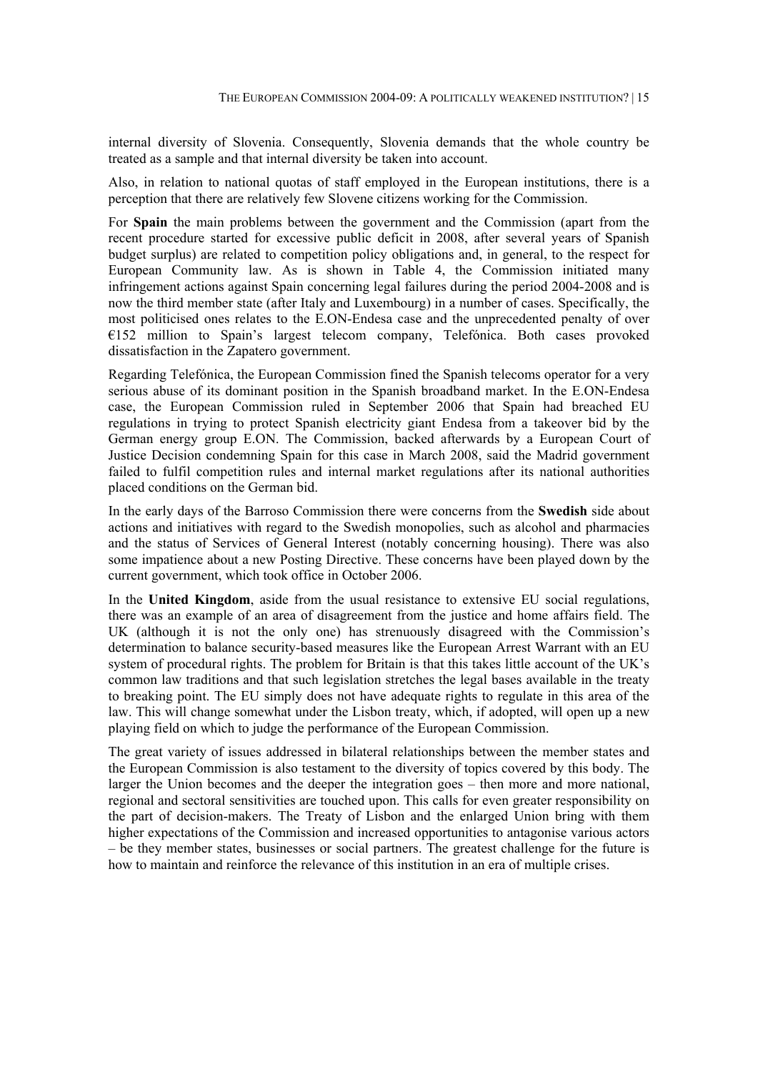internal diversity of Slovenia. Consequently, Slovenia demands that the whole country be treated as a sample and that internal diversity be taken into account.

Also, in relation to national quotas of staff employed in the European institutions, there is a perception that there are relatively few Slovene citizens working for the Commission.

For **Spain** the main problems between the government and the Commission (apart from the recent procedure started for excessive public deficit in 2008, after several years of Spanish budget surplus) are related to competition policy obligations and, in general, to the respect for European Community law. As is shown in Table 4, the Commission initiated many infringement actions against Spain concerning legal failures during the period 2004-2008 and is now the third member state (after Italy and Luxembourg) in a number of cases. Specifically, the most politicised ones relates to the E.ON-Endesa case and the unprecedented penalty of over €152 million to Spain's largest telecom company, Telefónica. Both cases provoked dissatisfaction in the Zapatero government.

Regarding Telefónica, the European Commission fined the Spanish telecoms operator for a very serious abuse of its dominant position in the Spanish broadband market. In the E.ON-Endesa case, the European Commission ruled in September 2006 that Spain had breached EU regulations in trying to protect Spanish electricity giant Endesa from a takeover bid by the German energy group E.ON. The Commission, backed afterwards by a European Court of Justice Decision condemning Spain for this case in March 2008, said the Madrid government failed to fulfil competition rules and internal market regulations after its national authorities placed conditions on the German bid.

In the early days of the Barroso Commission there were concerns from the **Swedish** side about actions and initiatives with regard to the Swedish monopolies, such as alcohol and pharmacies and the status of Services of General Interest (notably concerning housing). There was also some impatience about a new Posting Directive. These concerns have been played down by the current government, which took office in October 2006.

In the **United Kingdom**, aside from the usual resistance to extensive EU social regulations, there was an example of an area of disagreement from the justice and home affairs field. The UK (although it is not the only one) has strenuously disagreed with the Commission's determination to balance security-based measures like the European Arrest Warrant with an EU system of procedural rights. The problem for Britain is that this takes little account of the UK's common law traditions and that such legislation stretches the legal bases available in the treaty to breaking point. The EU simply does not have adequate rights to regulate in this area of the law. This will change somewhat under the Lisbon treaty, which, if adopted, will open up a new playing field on which to judge the performance of the European Commission.

The great variety of issues addressed in bilateral relationships between the member states and the European Commission is also testament to the diversity of topics covered by this body. The larger the Union becomes and the deeper the integration goes – then more and more national, regional and sectoral sensitivities are touched upon. This calls for even greater responsibility on the part of decision-makers. The Treaty of Lisbon and the enlarged Union bring with them higher expectations of the Commission and increased opportunities to antagonise various actors – be they member states, businesses or social partners. The greatest challenge for the future is how to maintain and reinforce the relevance of this institution in an era of multiple crises.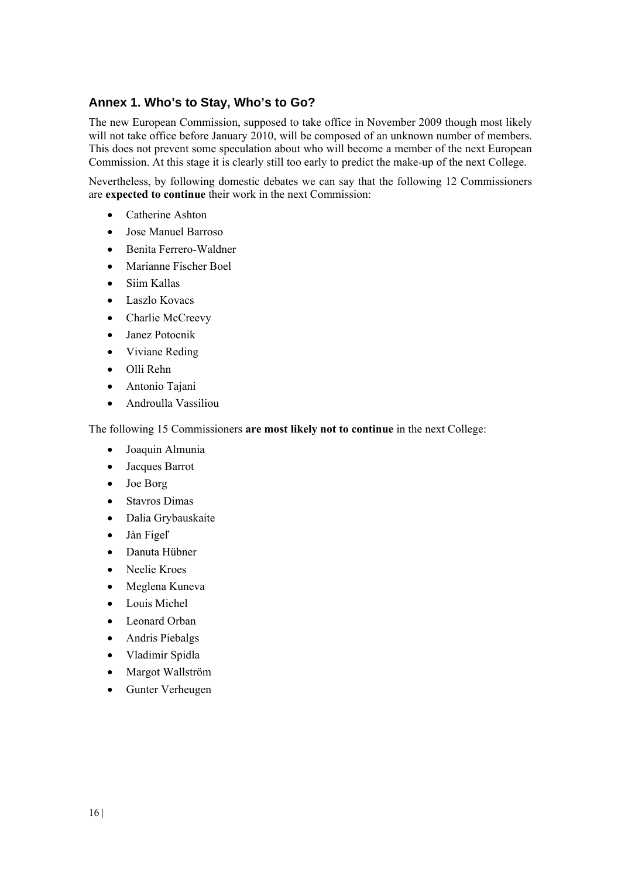## Annex 1. Who's to Stay, Who's to Go?

The new European Commission, supposed to take office in November 2009 though most likely will not take office before January 2010, will be composed of an unknown number of members. This does not prevent some speculation about who will become a member of the next European Commission. At this stage it is clearly still too early to predict the make-up of the next College.

Nevertheless, by following domestic debates we can say that the following 12 Commissioners are **expected to continue** their work in the next Commission:

- Catherine Ashton
- Jose Manuel Barroso
- Benita Ferrero-Waldner
- Marianne Fischer Boel
- Siim Kallas
- Laszlo Kovacs
- Charlie McCreevy
- Janez Potocnik
- Viviane Reding
- Olli Rehn
- Antonio Tajani
- Androulla Vassiliou

The following 15 Commissioners **are most likely not to continue** in the next College:

- Joaquin Almunia
- Jacques Barrot
- Joe Borg
- Stavros Dimas
- Dalia Grybauskaite
- Jàn Figeľ
- Danuta Hübner
- Neelie Kroes
- Meglena Kuneva
- Louis Michel
- Leonard Orban
- Andris Piebalgs
- Vladimir Spidla
- Margot Wallström
- Gunter Verheugen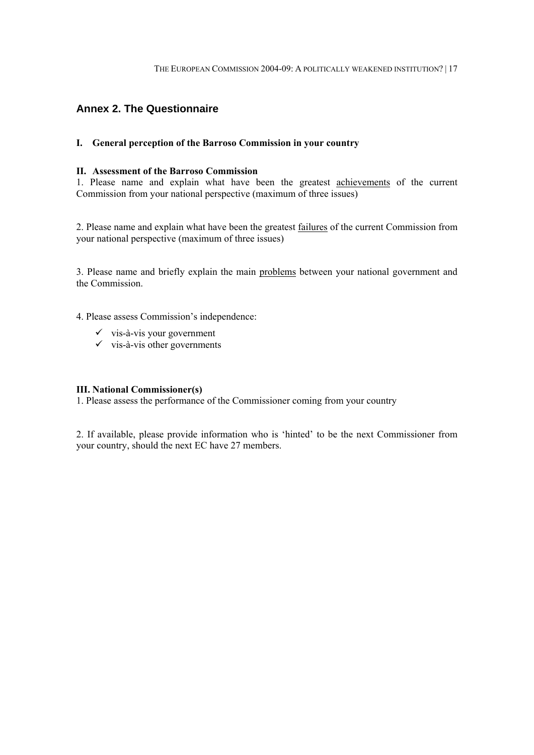## Annex 2. The Questionnaire

### I. General perception of the Barroso Commission in your country

### II. Assessment of the Barroso Commission

1. Please name and explain what have been the greatest achievements of the current Commission from your national perspective (maximum of three issues)

2. Please name and explain what have been the greatest failures of the current Commission from your national perspective (maximum of three issues)

3. Please name and briefly explain the main problems between your national government and the Commission.

4. Please assess Commission's independence:

- ✓ vis-à-vis your government
- ✓ vis-à-vis other governments

### III. National Commissioner(s)

1. Please assess the performance of the Commissioner coming from your country

2. If available, please provide information who is 'hinted' to be the next Commissioner from your country, should the next EC have 27 members.